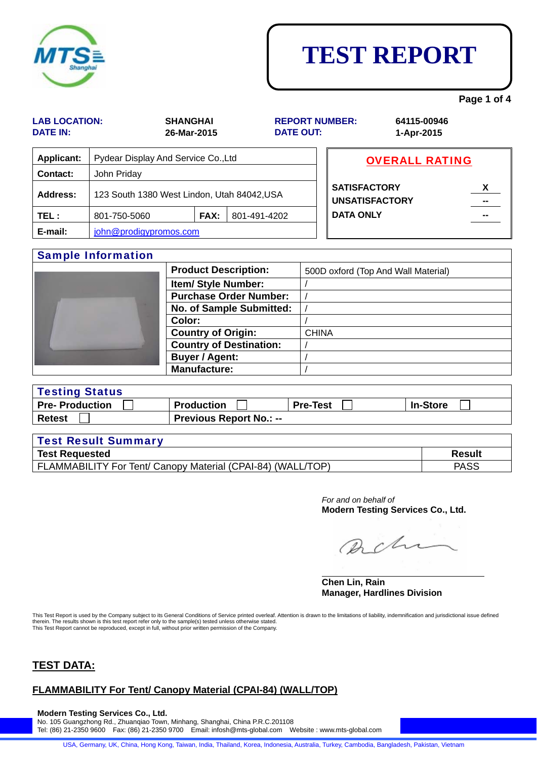# TEST REPORT

| | | | |
|---|---|---|---|
| **LAB LOCATION:** | **SHANGHAI** | **REPORT NUMBER:** | **64115-00946** |
| **DATE IN:** | **26-Mar-2015** | **DATE OUT:** | **1-Apr-2015** |

| | | | |
|---|---|---|---|
| **Applicant:** | Pydear Display And Service Co.,Ltd | | |
| **Contact:** | John Priday | | |
| **Address:** | 123 South 1380 West Lindon, Utah 84042,USA | | |
| **TEL :** | 801-750-5060 | **FAX:** | 801-491-4202 |
| **E-mail:** | john@prodigypromos.com | | |

## OVERALL RATING

| | |
|---|---|
| **SATISFACTORY** | **X** |
| **UNSATISFACTORY** | **--** |
| **DATA ONLY** | **--** |

## Sample Information

| | |
|---|---|
| **Product Description:** | 500D oxford (Top And Wall Material) |
| **Item/ Style Number:** | / |
| **Purchase Order Number:** | / |
| **No. of Sample Submitted:** | / |
| **Color:** | / |
| **Country of Origin:** | CHINA |
| **Country of Destination:** | / |
| **Buyer / Agent:** | / |
| **Manufacture:** | / |

## Testing Status

| | | | |
|---|---|---|---|
| **Pre- Production** ☐ | **Production** ☐ | **Pre-Test** ☐ | **In-Store** ☐ |
| **Retest** ☐ | **Previous Report No.: --** | | |

## Test Result Summary

| Test Requested | Result |
|---|---|
| FLAMMABILITY For Tent/ Canopy Material (CPAI-84) (WALL/TOP) | PASS |

*For and on behalf of*
**Modern Testing Services Co., Ltd.**

**Chen Lin, Rain**
**Manager, Hardlines Division**

This Test Report is used by the Company subject to its General Conditions of Service printed overleaf. Attention is drawn to the limitations of liability, indemnification and jurisdictional issue defined therein. The results shown is this test report refer only to the sample(s) tested unless otherwise stated.
This Test Report cannot be reproduced, except in full, without prior written permission of the Company.

## TEST DATA:

### FLAMMABILITY For Tent/ Canopy Material (CPAI-84) (WALL/TOP)

**Modern Testing Services Co., Ltd.**
No. 105 Guangzhong Rd., Zhuanqiao Town, Minhang, Shanghai, China P.R.C.201108
Tel: (86) 21-2350 9600 Fax: (86) 21-2350 9700 Email: infosh@mts-global.com Website : www.mts-global.com

USA, Germany, UK, China, Hong Kong, Taiwan, India, Thailand, Korea, Indonesia, Australia, Turkey, Cambodia, Bangladesh, Pakistan, Vietnam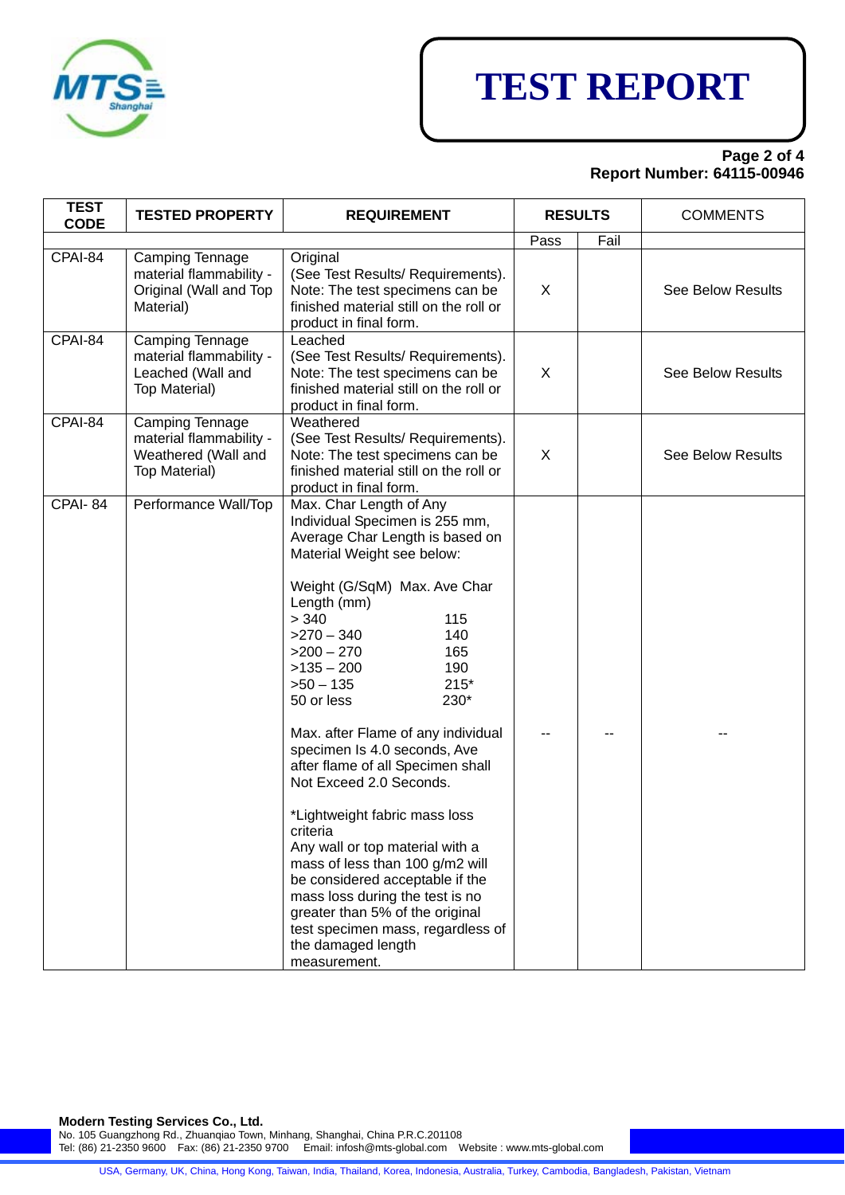# TEST REPORT

**Report Number: 64115-00946**

| TEST CODE | TESTED PROPERTY | REQUIREMENT | RESULTS | | COMMENTS |
|---|---|---|---|---|---|
| | | | Pass | Fail | |
| CPAI-84 | Camping Tennage material flammability - Original (Wall and Top Material) | Original (See Test Results/ Requirements). Note: The test specimens can be finished material still on the roll or product in final form. | X | | See Below Results |
| CPAI-84 | Camping Tennage material flammability - Leached (Wall and Top Material) | Leached (See Test Results/ Requirements). Note: The test specimens can be finished material still on the roll or product in final form. | X | | See Below Results |
| CPAI-84 | Camping Tennage material flammability - Weathered (Wall and Top Material) | Weathered (See Test Results/ Requirements). Note: The test specimens can be finished material still on the roll or product in final form. | X | | See Below Results |
| CPAI- 84 | Performance Wall/Top | Max. Char Length of Any Individual Specimen is 255 mm, Average Char Length is based on Material Weight see below:<br><br>Weight (G/SqM) Max. Ave Char Length (mm)<br>> 340 115<br>>270 – 340 140<br>>200 – 270 165<br>>135 – 200 190<br>>50 – 135 215*<br>50 or less 230*<br><br>Max. after Flame of any individual specimen Is 4.0 seconds, Ave after flame of all Specimen shall Not Exceed 2.0 Seconds.<br><br>*Lightweight fabric mass loss criteria<br>Any wall or top material with a mass of less than 100 g/m2 will be considered acceptable if the mass loss during the test is no greater than 5% of the original test specimen mass, regardless of the damaged length measurement. | -- | -- | -- |

**Modern Testing Services Co., Ltd.**
No. 105 Guangzhong Rd., Zhuanqiao Town, Minhang, Shanghai, China P.R.C.201108
Tel: (86) 21-2350 9600 Fax: (86) 21-2350 9700 Email: infosh@mts-global.com Website : www.mts-global.com

USA, Germany, UK, China, Hong Kong, Taiwan, India, Thailand, Korea, Indonesia, Australia, Turkey, Cambodia, Bangladesh, Pakistan, Vietnam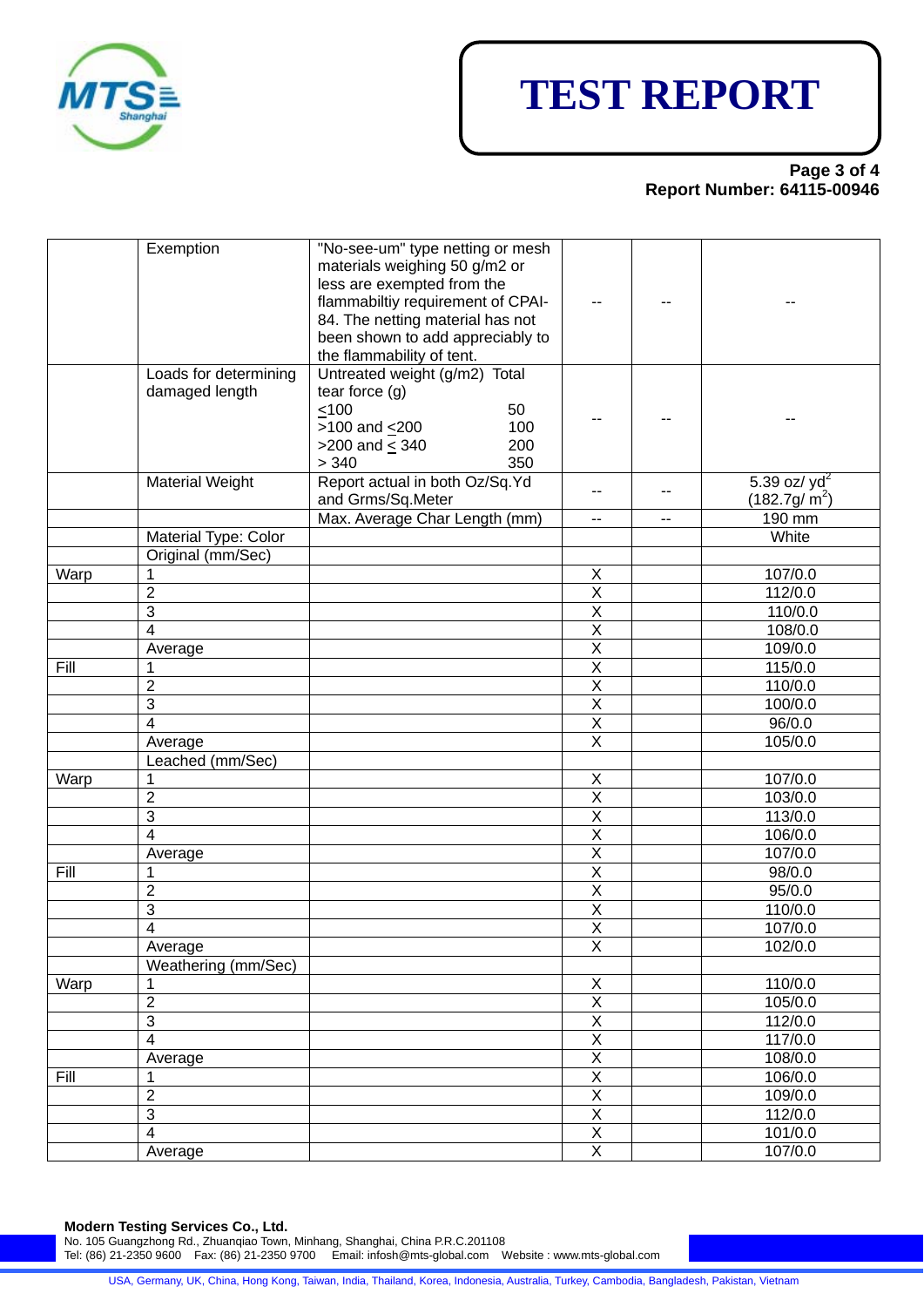# TEST REPORT

**Report Number: 64115-00946**

| | | | | | |
|---|---|---|---|---|---|
| | Exemption | "No-see-um" type netting or mesh materials weighing 50 g/m2 or less are exempted from the flammabiltiy requirement of CPAI-84. The netting material has not been shown to add appreciably to the flammability of tent. | -- | -- | -- |
| | Loads for determining damaged length | Untreated weight (g/m2) Total tear force (g)<br>≤100 50<br>>100 and ≤200 100<br>>200 and ≤ 340 200<br>> 340 350 | -- | -- | -- |
| | Material Weight | Report actual in both Oz/Sq.Yd and Grms/Sq.Meter | -- | -- | 5.39 oz/ $yd^2$ (182.7g/ $m^2$) |
| | | Max. Average Char Length (mm) | -- | -- | 190 mm |
| | Material Type: Color | | | | White |
| | Original (mm/Sec) | | | | |
| Warp | 1 | | X | | 107/0.0 |
| | 2 | | X | | 112/0.0 |
| | 3 | | X | | 110/0.0 |
| | 4 | | X | | 108/0.0 |
| | Average | | X | | 109/0.0 |
| Fill | 1 | | X | | 115/0.0 |
| | 2 | | X | | 110/0.0 |
| | 3 | | X | | 100/0.0 |
| | 4 | | X | | 96/0.0 |
| | Average | | X | | 105/0.0 |
| | Leached (mm/Sec) | | | | |
| Warp | 1 | | X | | 107/0.0 |
| | 2 | | X | | 103/0.0 |
| | 3 | | X | | 113/0.0 |
| | 4 | | X | | 106/0.0 |
| | Average | | X | | 107/0.0 |
| Fill | 1 | | X | | 98/0.0 |
| | 2 | | X | | 95/0.0 |
| | 3 | | X | | 110/0.0 |
| | 4 | | X | | 107/0.0 |
| | Average | | X | | 102/0.0 |
| | Weathering (mm/Sec) | | | | |
| Warp | 1 | | X | | 110/0.0 |
| | 2 | | X | | 105/0.0 |
| | 3 | | X | | 112/0.0 |
| | 4 | | X | | 117/0.0 |
| | Average | | X | | 108/0.0 |
| Fill | 1 | | X | | 106/0.0 |
| | 2 | | X | | 109/0.0 |
| | 3 | | X | | 112/0.0 |
| | 4 | | X | | 101/0.0 |
| | Average | | X | | 107/0.0 |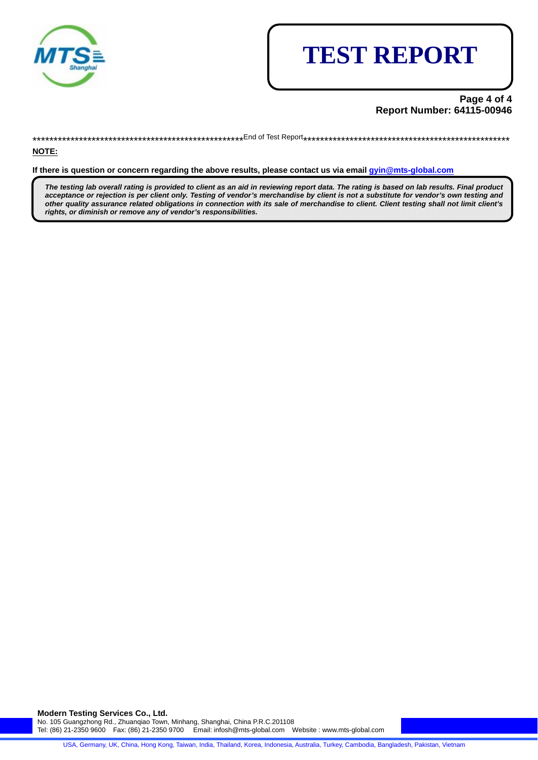**************************************************End of Test Report**************************************************

**NOTE:**

**If there is question or concern regarding the above results, please contact us via email gyin@mts-global.com**

***The testing lab overall rating is provided to client as an aid in reviewing report data. The rating is based on lab results. Final product acceptance or rejection is per client only. Testing of vendor's merchandise by client is not a substitute for vendor's own testing and other quality assurance related obligations in connection with its sale of merchandise to client. Client testing shall not limit client's rights, or diminish or remove any of vendor's responsibilities.***